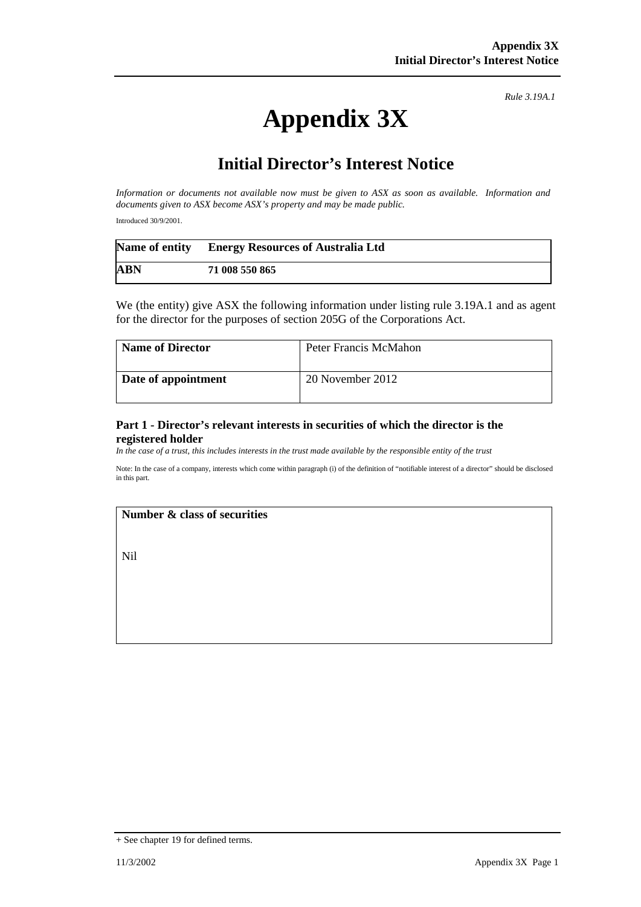*Rule 3.19A.1*

# Appendix 3X

## Initial Director's Interest Notice

*Information or documents not available now must be given to ASX as soon as available. Information and documents given to ASX become ASX's property and may be made public.*

Introduced 30/9/2001.

| **Name of entity** | **Energy Resources of Australia Ltd** |
|---|---|
| **ABN** | **71 008 550 865** |

We (the entity) give ASX the following information under listing rule 3.19A.1 and as agent for the director for the purposes of section 205G of the Corporations Act.

| **Name of Director** | Peter Francis McMahon |
|---|---|
| **Date of appointment** | 20 November 2012 |

### Part 1 - Director's relevant interests in securities of which the director is the registered holder

*In the case of a trust, this includes interests in the trust made available by the responsible entity of the trust*

Note: In the case of a company, interests which come within paragraph (i) of the definition of "notifiable interest of a director" should be disclosed in this part.

| **Number & class of securities** |
|---|
| Nil |

+ See chapter 19 for defined terms.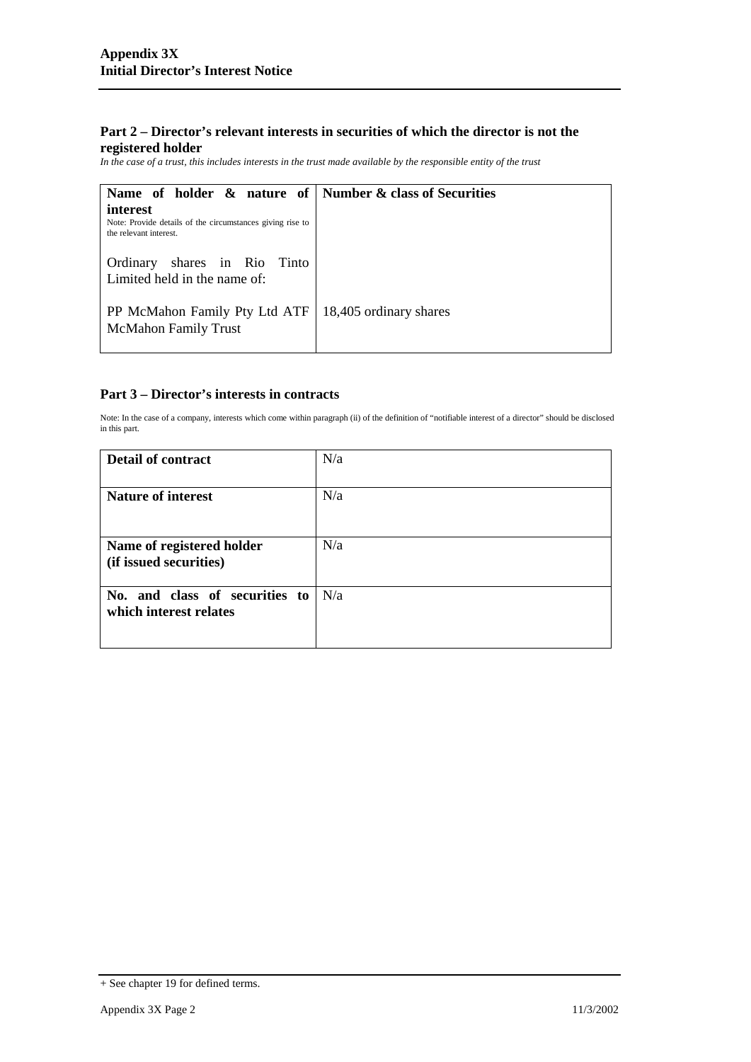## Part 2 – Director's relevant interests in securities of which the director is not the registered holder

*In the case of a trust, this includes interests in the trust made available by the responsible entity of the trust*

| **Name of holder & nature of interest**<br>Note: Provide details of the circumstances giving rise to the relevant interest. | **Number & class of Securities** |
|---|---|
| Ordinary shares in Rio Tinto Limited held in the name of: | |
| PP McMahon Family Pty Ltd ATF McMahon Family Trust | 18,405 ordinary shares |

## Part 3 – Director's interests in contracts

Note: In the case of a company, interests which come within paragraph (ii) of the definition of "notifiable interest of a director" should be disclosed in this part.

| | |
|---|---|
| **Detail of contract** | N/a |
| **Nature of interest** | N/a |
| **Name of registered holder (if issued securities)** | N/a |
| **No. and class of securities to which interest relates** | N/a |

+ See chapter 19 for defined terms.